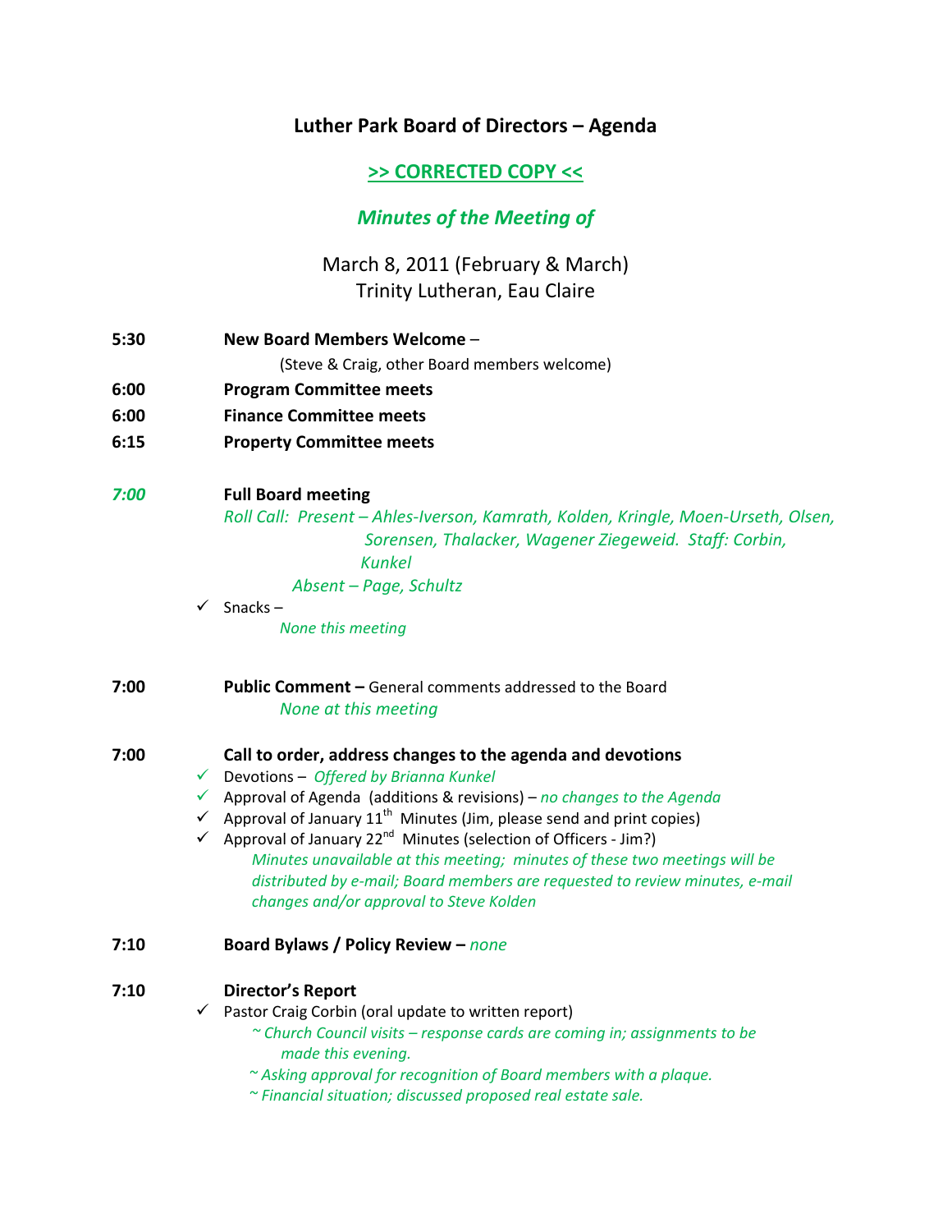# Luther Park Board of Directors – Agenda

## >> CORRECTED COPY <<

## *Minutes of the Meeting of*

March 8, 2011 (February & March)
Trinity Lutheran, Eau Claire

**5:30** **New Board Members Welcome** –
(Steve & Craig, other Board members welcome)

**6:00** **Program Committee meets**

**6:00** **Finance Committee meets**

**6:15** **Property Committee meets**

***7:00*** **Full Board meeting**

*Roll Call: Present – Ahles-Iverson, Kamrath, Kolden, Kringle, Moen-Urseth, Olsen, Sorensen, Thalacker, Wagener Ziegeweid. Staff: Corbin, Kunkel*

*Absent – Page, Schultz*

- ✓ Snacks –
  *None this meeting*

**7:00** **Public Comment –** General comments addressed to the Board
*None at this meeting*

**7:00** **Call to order, address changes to the agenda and devotions**

- ✓ Devotions – *Offered by Brianna Kunkel*
- ✓ Approval of Agenda (additions & revisions) – *no changes to the Agenda*
- ✓ Approval of January 11th Minutes (Jim, please send and print copies)
- ✓ Approval of January 22nd Minutes (selection of Officers - Jim?)
  *Minutes unavailable at this meeting; minutes of these two meetings will be distributed by e-mail; Board members are requested to review minutes, e-mail changes and/or approval to Steve Kolden*

**7:10** **Board Bylaws / Policy Review –** *none*

**7:10** **Director's Report**

- ✓ Pastor Craig Corbin (oral update to written report)
  *~ Church Council visits – response cards are coming in; assignments to be made this evening.*
  *~ Asking approval for recognition of Board members with a plaque.*
  *~ Financial situation; discussed proposed real estate sale.*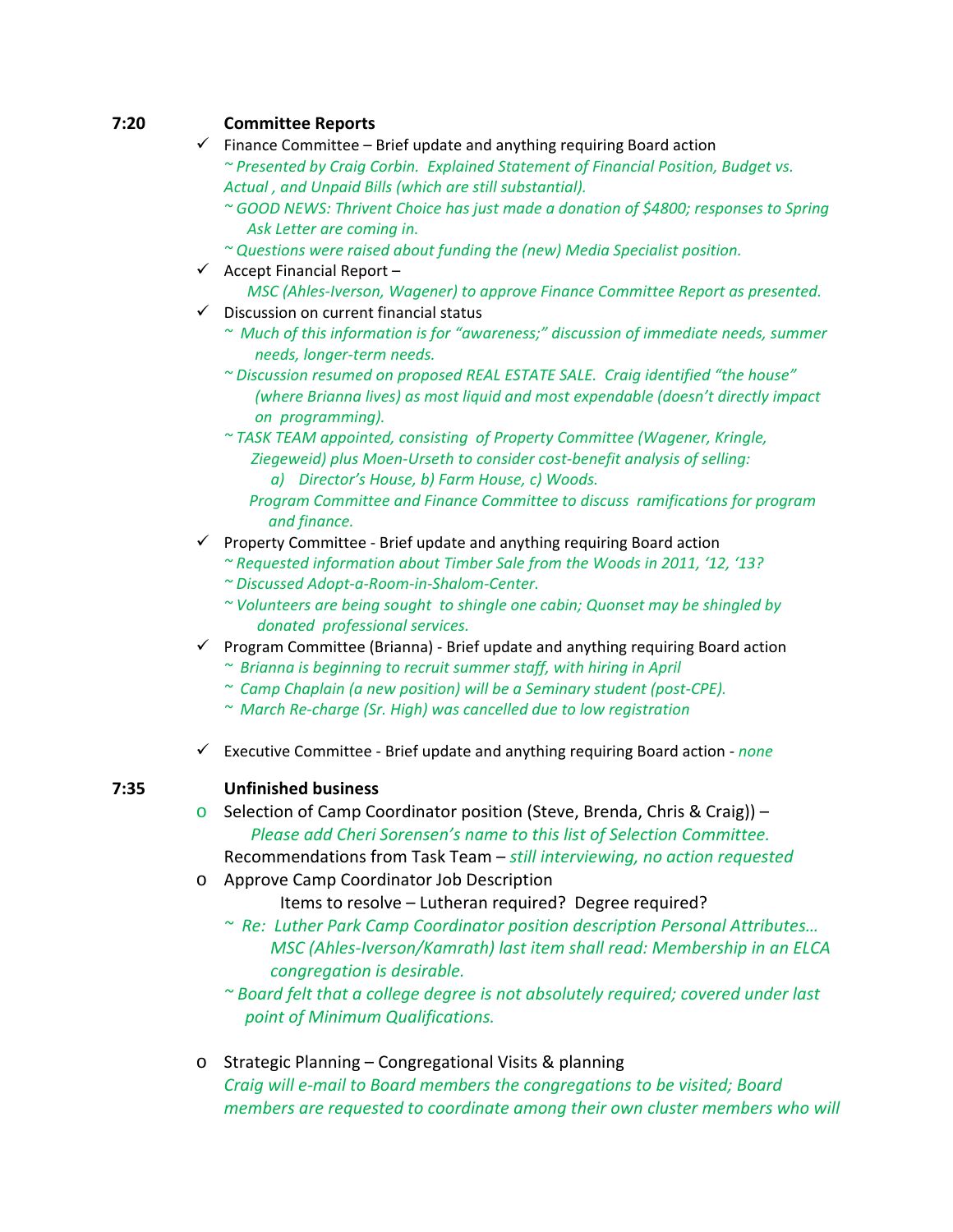**7:20 Committee Reports**

- ✓ Finance Committee – Brief update and anything requiring Board action
  *~ Presented by Craig Corbin. Explained Statement of Financial Position, Budget vs. Actual , and Unpaid Bills (which are still substantial).*
  *~ GOOD NEWS: Thrivent Choice has just made a donation of $4800; responses to Spring Ask Letter are coming in.*
  *~ Questions were raised about funding the (new) Media Specialist position.*
- ✓ Accept Financial Report –
  *MSC (Ahles-Iverson, Wagener) to approve Finance Committee Report as presented.*
- ✓ Discussion on current financial status
  *~ Much of this information is for "awareness;" discussion of immediate needs, summer needs, longer-term needs.*
  *~ Discussion resumed on proposed REAL ESTATE SALE. Craig identified "the house" (where Brianna lives) as most liquid and most expendable (doesn't directly impact on programming).*
  *~ TASK TEAM appointed, consisting of Property Committee (Wagener, Kringle, Ziegeweid) plus Moen-Urseth to consider cost-benefit analysis of selling:*
  *a) Director's House, b) Farm House, c) Woods.*
  *Program Committee and Finance Committee to discuss ramifications for program and finance.*
- ✓ Property Committee - Brief update and anything requiring Board action
  *~ Requested information about Timber Sale from the Woods in 2011, '12, '13?*
  *~ Discussed Adopt-a-Room-in-Shalom-Center.*
  *~ Volunteers are being sought to shingle one cabin; Quonset may be shingled by donated professional services.*
- ✓ Program Committee (Brianna) - Brief update and anything requiring Board action
  *~ Brianna is beginning to recruit summer staff, with hiring in April*
  *~ Camp Chaplain (a new position) will be a Seminary student (post-CPE).*
  *~ March Re-charge (Sr. High) was cancelled due to low registration*
- ✓ Executive Committee - Brief update and anything requiring Board action - *none*

**7:35 Unfinished business**

- Selection of Camp Coordinator position (Steve, Brenda, Chris & Craig)) –
  *Please add Cheri Sorensen's name to this list of Selection Committee.*
  Recommendations from Task Team – *still interviewing, no action requested*
- Approve Camp Coordinator Job Description
  Items to resolve – Lutheran required? Degree required?
  *~ Re: Luther Park Camp Coordinator position description Personal Attributes… MSC (Ahles-Iverson/Kamrath) last item shall read: Membership in an ELCA congregation is desirable.*
  *~ Board felt that a college degree is not absolutely required; covered under last point of Minimum Qualifications.*
- Strategic Planning – Congregational Visits & planning
  *Craig will e-mail to Board members the congregations to be visited; Board members are requested to coordinate among their own cluster members who will*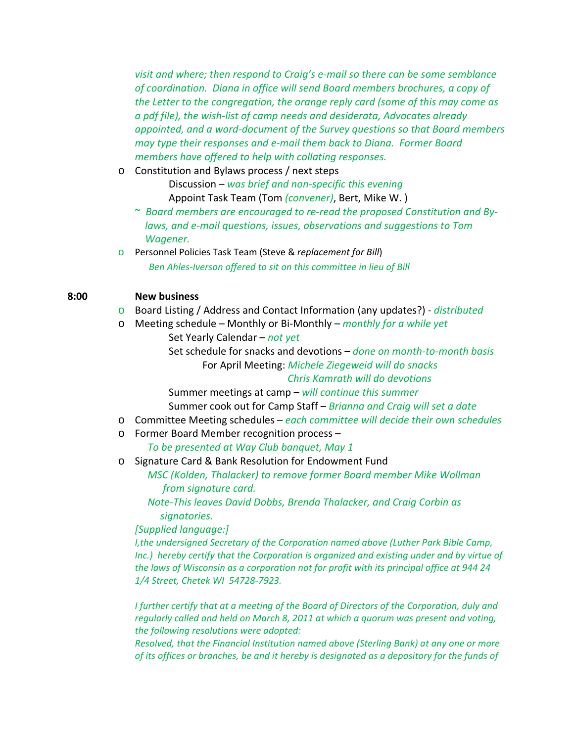*visit and where; then respond to Craig's e-mail so there can be some semblance of coordination. Diana in office will send Board members brochures, a copy of the Letter to the congregation, the orange reply card (some of this may come as a pdf file), the wish-list of camp needs and desiderata, Advocates already appointed, and a word-document of the Survey questions so that Board members may type their responses and e-mail them back to Diana. Former Board members have offered to help with collating responses.*

- Constitution and Bylaws process / next steps
  - Discussion – *was brief and non-specific this evening*
  - Appoint Task Team (Tom *(convener)*, Bert, Mike W. )
  - ~ *Board members are encouraged to re-read the proposed Constitution and By-laws, and e-mail questions, issues, observations and suggestions to Tom Wagener.*
- Personnel Policies Task Team (Steve & *replacement for Bill*)
  - *Ben Ahles-Iverson offered to sit on this committee in lieu of Bill*

**8:00 New business**

- Board Listing / Address and Contact Information (any updates?) - *distributed*
- Meeting schedule – Monthly or Bi-Monthly – *monthly for a while yet*
  - Set Yearly Calendar – *not yet*
  - Set schedule for snacks and devotions – *done on month-to-month basis*
    - For April Meeting: *Michele Ziegeweid will do snacks*
      *Chris Kamrath will do devotions*
  - Summer meetings at camp – *will continue this summer*
  - Summer cook out for Camp Staff – *Brianna and Craig will set a date*
- Committee Meeting schedules – *each committee will decide their own schedules*
- Former Board Member recognition process –
  - *To be presented at Way Club banquet, May 1*
- Signature Card & Bank Resolution for Endowment Fund
  - *MSC (Kolden, Thalacker) to remove former Board member Mike Wollman from signature card.*
  - *Note-This leaves David Dobbs, Brenda Thalacker, and Craig Corbin as signatories.*

  *[Supplied language:]*

  *I,the undersigned Secretary of the Corporation named above (Luther Park Bible Camp, Inc.) hereby certify that the Corporation is organized and existing under and by virtue of the laws of Wisconsin as a corporation not for profit with its principal office at 944 24 1/4 Street, Chetek WI 54728-7923.*

  *I further certify that at a meeting of the Board of Directors of the Corporation, duly and regularly called and held on March 8, 2011 at which a quorum was present and voting, the following resolutions were adopted:*

  *Resolved, that the Financial Institution named above (Sterling Bank) at any one or more of its offices or branches, be and it hereby is designated as a depository for the funds of*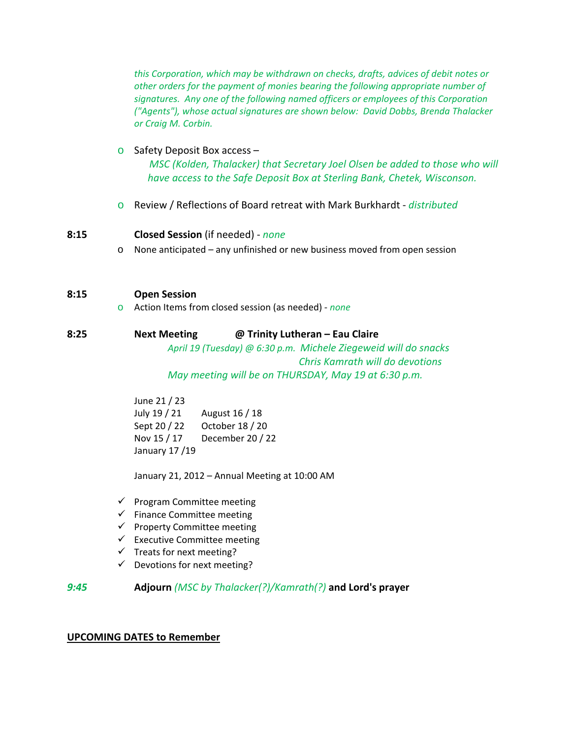*this Corporation, which may be withdrawn on checks, drafts, advices of debit notes or other orders for the payment of monies bearing the following appropriate number of signatures. Any one of the following named officers or employees of this Corporation ("Agents"), whose actual signatures are shown below: David Dobbs, Brenda Thalacker or Craig M. Corbin.*

- Safety Deposit Box access –
  *MSC (Kolden, Thalacker) that Secretary Joel Olsen be added to those who will have access to the Safe Deposit Box at Sterling Bank, Chetek, Wisconson.*

- Review / Reflections of Board retreat with Mark Burkhardt - *distributed*

**8:15** **Closed Session** (if needed) - *none*

- None anticipated – any unfinished or new business moved from open session

**8:15** **Open Session**

- Action Items from closed session (as needed) - *none*

**8:25** **Next Meeting** **@ Trinity Lutheran – Eau Claire**

*April 19 (Tuesday) @ 6:30 p.m. Michele Ziegeweid will do snacks*
*Chris Kamrath will do devotions*
*May meeting will be on THURSDAY, May 19 at 6:30 p.m.*

June 21 / 23
July 19 / 21 &nbsp;&nbsp;&nbsp; August 16 / 18
Sept 20 / 22 &nbsp;&nbsp;&nbsp; October 18 / 20
Nov 15 / 17 &nbsp;&nbsp;&nbsp; December 20 / 22
January 17 /19

January 21, 2012 – Annual Meeting at 10:00 AM

- ✓ Program Committee meeting
- ✓ Finance Committee meeting
- ✓ Property Committee meeting
- ✓ Executive Committee meeting
- ✓ Treats for next meeting?
- ✓ Devotions for next meeting?

***9:45*** **Adjourn** *(MSC by Thalacker(?)/Kamrath(?)* **and Lord's prayer**

**UPCOMING DATES to Remember**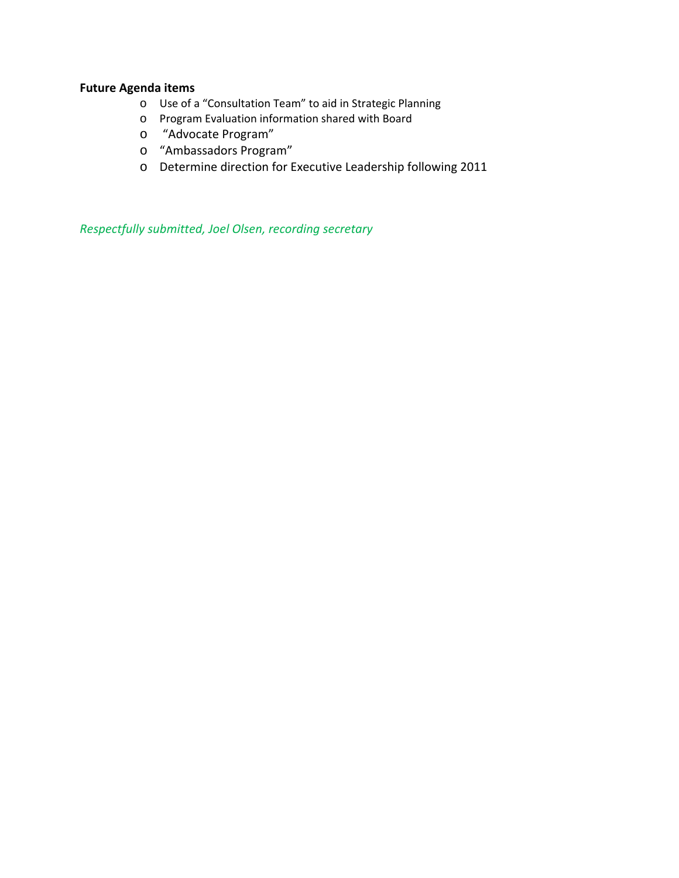**Future Agenda items**

- Use of a "Consultation Team" to aid in Strategic Planning
- Program Evaluation information shared with Board
- "Advocate Program"
- "Ambassadors Program"
- Determine direction for Executive Leadership following 2011

*Respectfully submitted, Joel Olsen, recording secretary*